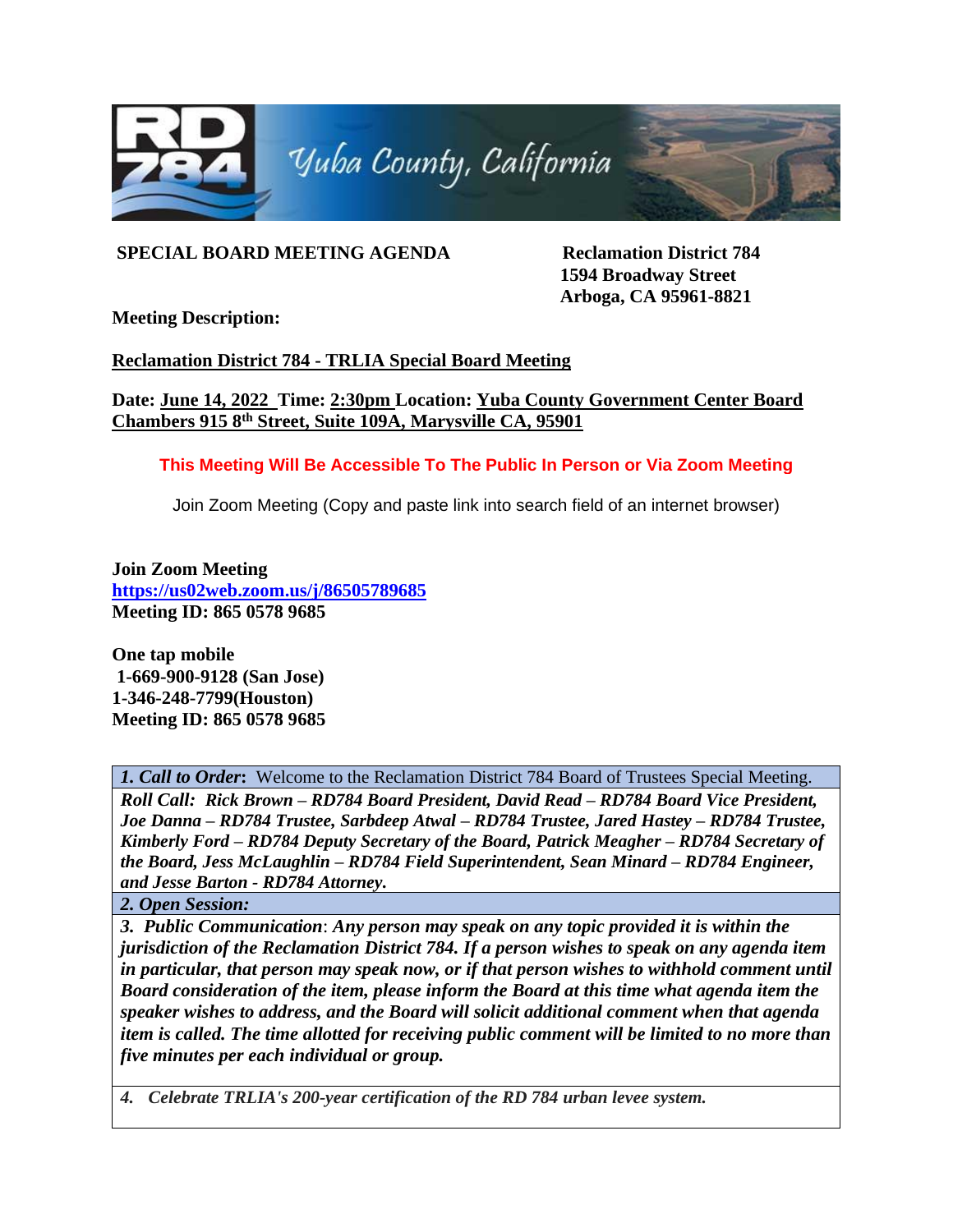RD 784 Yuba County, California

**SPECIAL BOARD MEETING AGENDA**

**Reclamation District 784**
**1594 Broadway Street**
**Arboga, CA 95961-8821**

**Meeting Description:**

**Reclamation District 784 - TRLIA Special Board Meeting**

**Date: June 14, 2022 Time: 2:30pm Location: Yuba County Government Center Board Chambers 915 8th Street, Suite 109A, Marysville CA, 95901**

**This Meeting Will Be Accessible To The Public In Person or Via Zoom Meeting**

Join Zoom Meeting (Copy and paste link into search field of an internet browser)

**Join Zoom Meeting**
**https://us02web.zoom.us/j/86505789685**
**Meeting ID: 865 0578 9685**

**One tap mobile**
**1-669-900-9128 (San Jose)**
**1-346-248-7799(Houston)**
**Meeting ID: 865 0578 9685**

***1. Call to Order*:** Welcome to the Reclamation District 784 Board of Trustees Special Meeting.

***Roll Call: Rick Brown – RD784 Board President, David Read – RD784 Board Vice President, Joe Danna – RD784 Trustee, Sarbdeep Atwal – RD784 Trustee, Jared Hastey – RD784 Trustee, Kimberly Ford – RD784 Deputy Secretary of the Board, Patrick Meagher – RD784 Secretary of the Board, Jess McLaughlin – RD784 Field Superintendent, Sean Minard – RD784 Engineer, and Jesse Barton - RD784 Attorney.***

***2. Open Session:***

***3. Public Communication: Any person may speak on any topic provided it is within the jurisdiction of the Reclamation District 784. If a person wishes to speak on any agenda item in particular, that person may speak now, or if that person wishes to withhold comment until Board consideration of the item, please inform the Board at this time what agenda item the speaker wishes to address, and the Board will solicit additional comment when that agenda item is called. The time allotted for receiving public comment will be limited to no more than five minutes per each individual or group.***

***4. Celebrate TRLIA's 200-year certification of the RD 784 urban levee system.***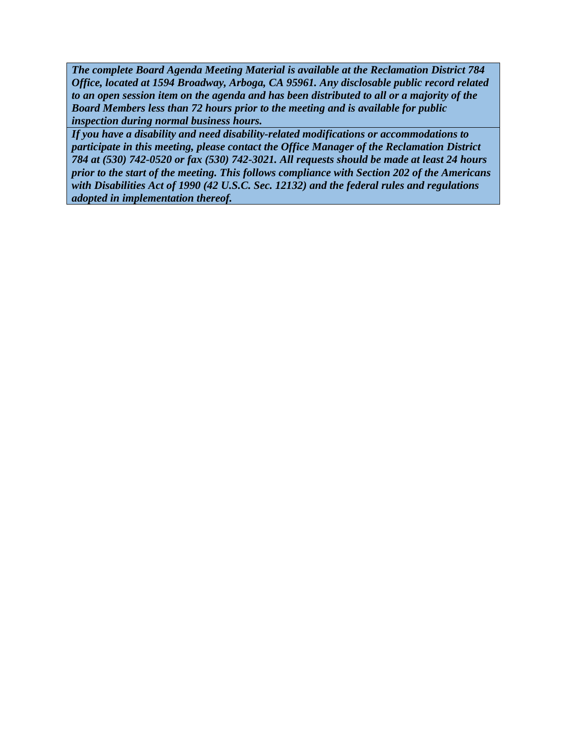***The complete Board Agenda Meeting Material is available at the Reclamation District 784 Office, located at 1594 Broadway, Arboga, CA 95961. Any disclosable public record related to an open session item on the agenda and has been distributed to all or a majority of the Board Members less than 72 hours prior to the meeting and is available for public inspection during normal business hours.***

***If you have a disability and need disability-related modifications or accommodations to participate in this meeting, please contact the Office Manager of the Reclamation District 784 at (530) 742-0520 or fax (530) 742-3021. All requests should be made at least 24 hours prior to the start of the meeting. This follows compliance with Section 202 of the Americans with Disabilities Act of 1990 (42 U.S.C. Sec. 12132) and the federal rules and regulations adopted in implementation thereof.***